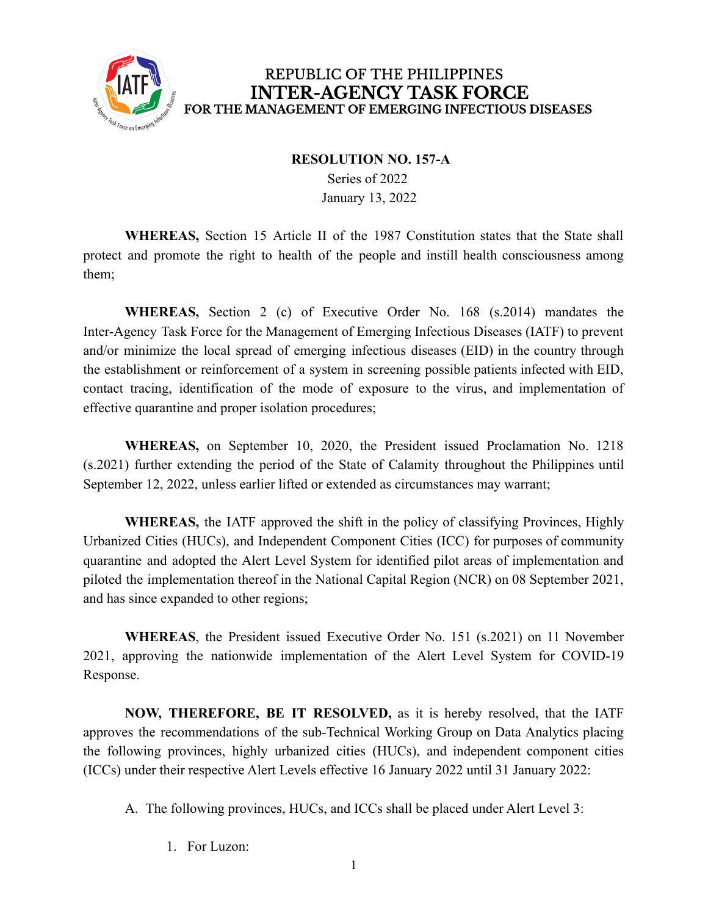REPUBLIC OF THE PHILIPPINES
**INTER-AGENCY TASK FORCE**
**FOR THE MANAGEMENT OF EMERGING INFECTIOUS DISEASES**

**RESOLUTION NO. 157-A**
Series of 2022
January 13, 2022

**WHEREAS,** Section 15 Article II of the 1987 Constitution states that the State shall protect and promote the right to health of the people and instill health consciousness among them;

**WHEREAS,** Section 2 (c) of Executive Order No. 168 (s.2014) mandates the Inter-Agency Task Force for the Management of Emerging Infectious Diseases (IATF) to prevent and/or minimize the local spread of emerging infectious diseases (EID) in the country through the establishment or reinforcement of a system in screening possible patients infected with EID, contact tracing, identification of the mode of exposure to the virus, and implementation of effective quarantine and proper isolation procedures;

**WHEREAS,** on September 10, 2020, the President issued Proclamation No. 1218 (s.2021) further extending the period of the State of Calamity throughout the Philippines until September 12, 2022, unless earlier lifted or extended as circumstances may warrant;

**WHEREAS,** the IATF approved the shift in the policy of classifying Provinces, Highly Urbanized Cities (HUCs), and Independent Component Cities (ICC) for purposes of community quarantine and adopted the Alert Level System for identified pilot areas of implementation and piloted the implementation thereof in the National Capital Region (NCR) on 08 September 2021, and has since expanded to other regions;

**WHEREAS**, the President issued Executive Order No. 151 (s.2021) on 11 November 2021, approving the nationwide implementation of the Alert Level System for COVID-19 Response.

**NOW, THEREFORE, BE IT RESOLVED,** as it is hereby resolved, that the IATF approves the recommendations of the sub-Technical Working Group on Data Analytics placing the following provinces, highly urbanized cities (HUCs), and independent component cities (ICCs) under their respective Alert Levels effective 16 January 2022 until 31 January 2022:

A. The following provinces, HUCs, and ICCs shall be placed under Alert Level 3:

1. For Luzon: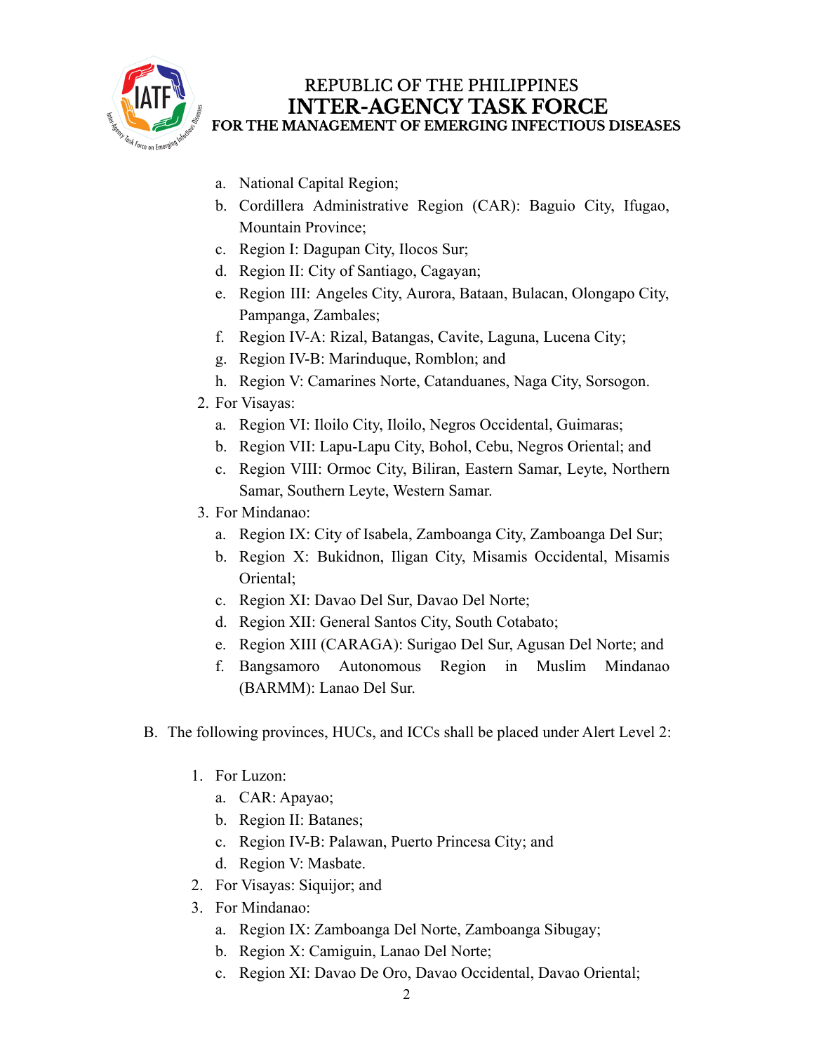a. National Capital Region;
b. Cordillera Administrative Region (CAR): Baguio City, Ifugao, Mountain Province;
c. Region I: Dagupan City, Ilocos Sur;
d. Region II: City of Santiago, Cagayan;
e. Region III: Angeles City, Aurora, Bataan, Bulacan, Olongapo City, Pampanga, Zambales;
f. Region IV-A: Rizal, Batangas, Cavite, Laguna, Lucena City;
g. Region IV-B: Marinduque, Romblon; and
h. Region V: Camarines Norte, Catanduanes, Naga City, Sorsogon.

2. For Visayas:
   a. Region VI: Iloilo City, Iloilo, Negros Occidental, Guimaras;
   b. Region VII: Lapu-Lapu City, Bohol, Cebu, Negros Oriental; and
   c. Region VIII: Ormoc City, Biliran, Eastern Samar, Leyte, Northern Samar, Southern Leyte, Western Samar.
3. For Mindanao:
   a. Region IX: City of Isabela, Zamboanga City, Zamboanga Del Sur;
   b. Region X: Bukidnon, Iligan City, Misamis Occidental, Misamis Oriental;
   c. Region XI: Davao Del Sur, Davao Del Norte;
   d. Region XII: General Santos City, South Cotabato;
   e. Region XIII (CARAGA): Surigao Del Sur, Agusan Del Norte; and
   f. Bangsamoro Autonomous Region in Muslim Mindanao (BARMM): Lanao Del Sur.

B. The following provinces, HUCs, and ICCs shall be placed under Alert Level 2:

1. For Luzon:
   a. CAR: Apayao;
   b. Region II: Batanes;
   c. Region IV-B: Palawan, Puerto Princesa City; and
   d. Region V: Masbate.
2. For Visayas: Siquijor; and
3. For Mindanao:
   a. Region IX: Zamboanga Del Norte, Zamboanga Sibugay;
   b. Region X: Camiguin, Lanao Del Norte;
   c. Region XI: Davao De Oro, Davao Occidental, Davao Oriental;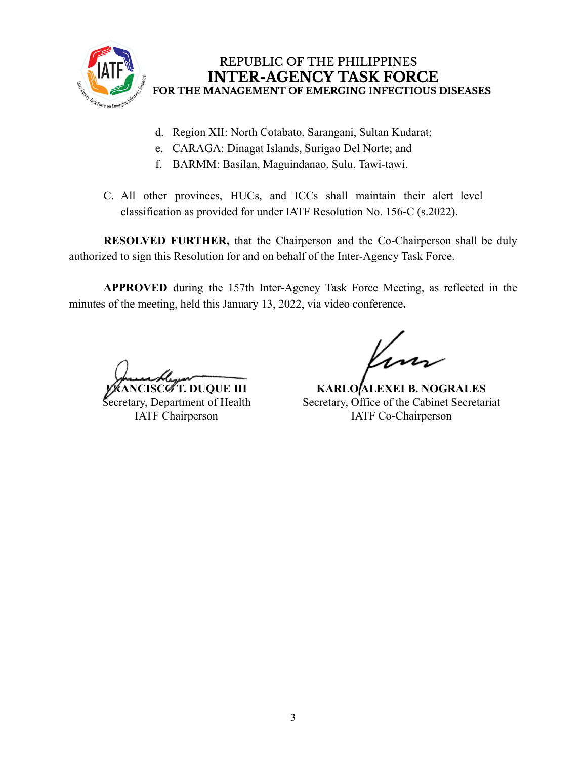REPUBLIC OF THE PHILIPPINES
**INTER-AGENCY TASK FORCE**
**FOR THE MANAGEMENT OF EMERGING INFECTIOUS DISEASES**

d. Region XII: North Cotabato, Sarangani, Sultan Kudarat;
e. CARAGA: Dinagat Islands, Surigao Del Norte; and
f. BARMM: Basilan, Maguindanao, Sulu, Tawi-tawi.

C. All other provinces, HUCs, and ICCs shall maintain their alert level classification as provided for under IATF Resolution No. 156-C (s.2022).

**RESOLVED FURTHER,** that the Chairperson and the Co-Chairperson shall be duly authorized to sign this Resolution for and on behalf of the Inter-Agency Task Force.

**APPROVED** during the 157th Inter-Agency Task Force Meeting, as reflected in the minutes of the meeting, held this January 13, 2022, via video conference**.**

**FRANCISCO T. DUQUE III**
Secretary, Department of Health
IATF Chairperson

**KARLO ALEXEI B. NOGRALES**
Secretary, Office of the Cabinet Secretariat
IATF Co-Chairperson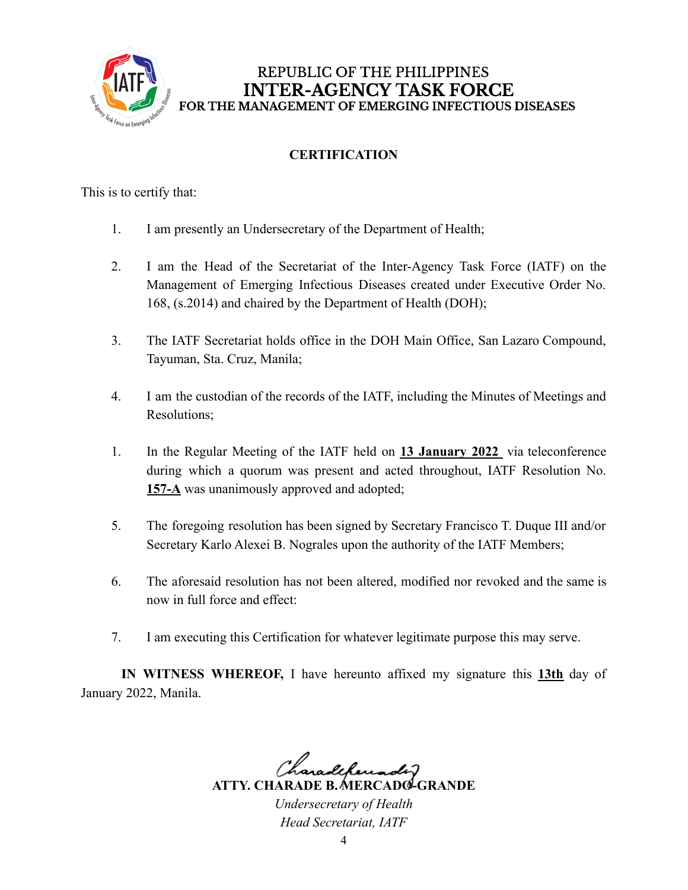REPUBLIC OF THE PHILIPPINES
# INTER-AGENCY TASK FORCE
FOR THE MANAGEMENT OF EMERGING INFECTIOUS DISEASES

## CERTIFICATION

This is to certify that:

1. I am presently an Undersecretary of the Department of Health;

2. I am the Head of the Secretariat of the Inter-Agency Task Force (IATF) on the Management of Emerging Infectious Diseases created under Executive Order No. 168, (s.2014) and chaired by the Department of Health (DOH);

3. The IATF Secretariat holds office in the DOH Main Office, San Lazaro Compound, Tayuman, Sta. Cruz, Manila;

4. I am the custodian of the records of the IATF, including the Minutes of Meetings and Resolutions;

1. In the Regular Meeting of the IATF held on **13 January 2022** via teleconference during which a quorum was present and acted throughout, IATF Resolution No. **157-A** was unanimously approved and adopted;

5. The foregoing resolution has been signed by Secretary Francisco T. Duque III and/or Secretary Karlo Alexei B. Nograles upon the authority of the IATF Members;

6. The aforesaid resolution has not been altered, modified nor revoked and the same is now in full force and effect:

7. I am executing this Certification for whatever legitimate purpose this may serve.

**IN WITNESS WHEREOF,** I have hereunto affixed my signature this **13th** day of January 2022, Manila.

**ATTY. CHARADE B. MERCADO-GRANDE**
*Undersecretary of Health*
*Head Secretariat, IATF*